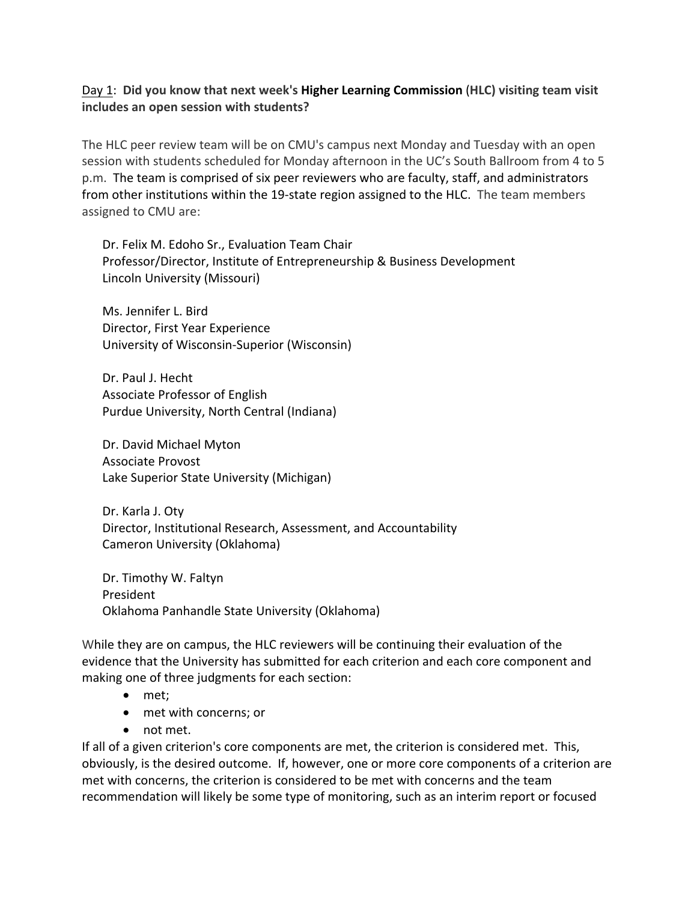Day 1: **Did you know that next week's Higher Learning Commission (HLC) visiting team visit includes an open session with students?**

The HLC peer review team will be on CMU's campus next Monday and Tuesday with an open session with students scheduled for Monday afternoon in the UC's South Ballroom from 4 to 5 p.m. The team is comprised of six peer reviewers who are faculty, staff, and administrators from other institutions within the 19-state region assigned to the HLC. The team members assigned to CMU are:

Dr. Felix M. Edoho Sr., Evaluation Team Chair
Professor/Director, Institute of Entrepreneurship & Business Development
Lincoln University (Missouri)

Ms. Jennifer L. Bird
Director, First Year Experience
University of Wisconsin-Superior (Wisconsin)

Dr. Paul J. Hecht
Associate Professor of English
Purdue University, North Central (Indiana)

Dr. David Michael Myton
Associate Provost
Lake Superior State University (Michigan)

Dr. Karla J. Oty
Director, Institutional Research, Assessment, and Accountability
Cameron University (Oklahoma)

Dr. Timothy W. Faltyn
President
Oklahoma Panhandle State University (Oklahoma)

While they are on campus, the HLC reviewers will be continuing their evaluation of the evidence that the University has submitted for each criterion and each core component and making one of three judgments for each section:

- met;
- met with concerns; or
- not met.

If all of a given criterion's core components are met, the criterion is considered met. This, obviously, is the desired outcome. If, however, one or more core components of a criterion are met with concerns, the criterion is considered to be met with concerns and the team recommendation will likely be some type of monitoring, such as an interim report or focused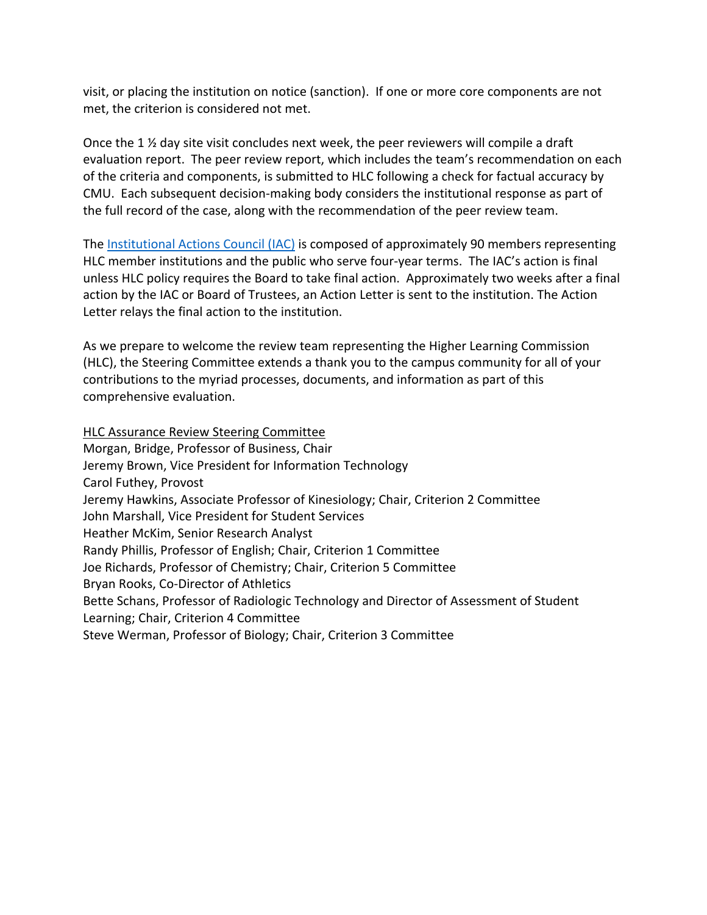visit, or placing the institution on notice (sanction). If one or more core components are not met, the criterion is considered not met.

Once the 1 ½ day site visit concludes next week, the peer reviewers will compile a draft evaluation report. The peer review report, which includes the team's recommendation on each of the criteria and components, is submitted to HLC following a check for factual accuracy by CMU. Each subsequent decision-making body considers the institutional response as part of the full record of the case, along with the recommendation of the peer review team.

The [Institutional Actions Council (IAC)]() is composed of approximately 90 members representing HLC member institutions and the public who serve four-year terms. The IAC's action is final unless HLC policy requires the Board to take final action. Approximately two weeks after a final action by the IAC or Board of Trustees, an Action Letter is sent to the institution. The Action Letter relays the final action to the institution.

As we prepare to welcome the review team representing the Higher Learning Commission (HLC), the Steering Committee extends a thank you to the campus community for all of your contributions to the myriad processes, documents, and information as part of this comprehensive evaluation.

<u>HLC Assurance Review Steering Committee</u>

Morgan, Bridge, Professor of Business, Chair  
Jeremy Brown, Vice President for Information Technology  
Carol Futhey, Provost  
Jeremy Hawkins, Associate Professor of Kinesiology; Chair, Criterion 2 Committee  
John Marshall, Vice President for Student Services  
Heather McKim, Senior Research Analyst  
Randy Phillis, Professor of English; Chair, Criterion 1 Committee  
Joe Richards, Professor of Chemistry; Chair, Criterion 5 Committee  
Bryan Rooks, Co-Director of Athletics  
Bette Schans, Professor of Radiologic Technology and Director of Assessment of Student Learning; Chair, Criterion 4 Committee  
Steve Werman, Professor of Biology; Chair, Criterion 3 Committee